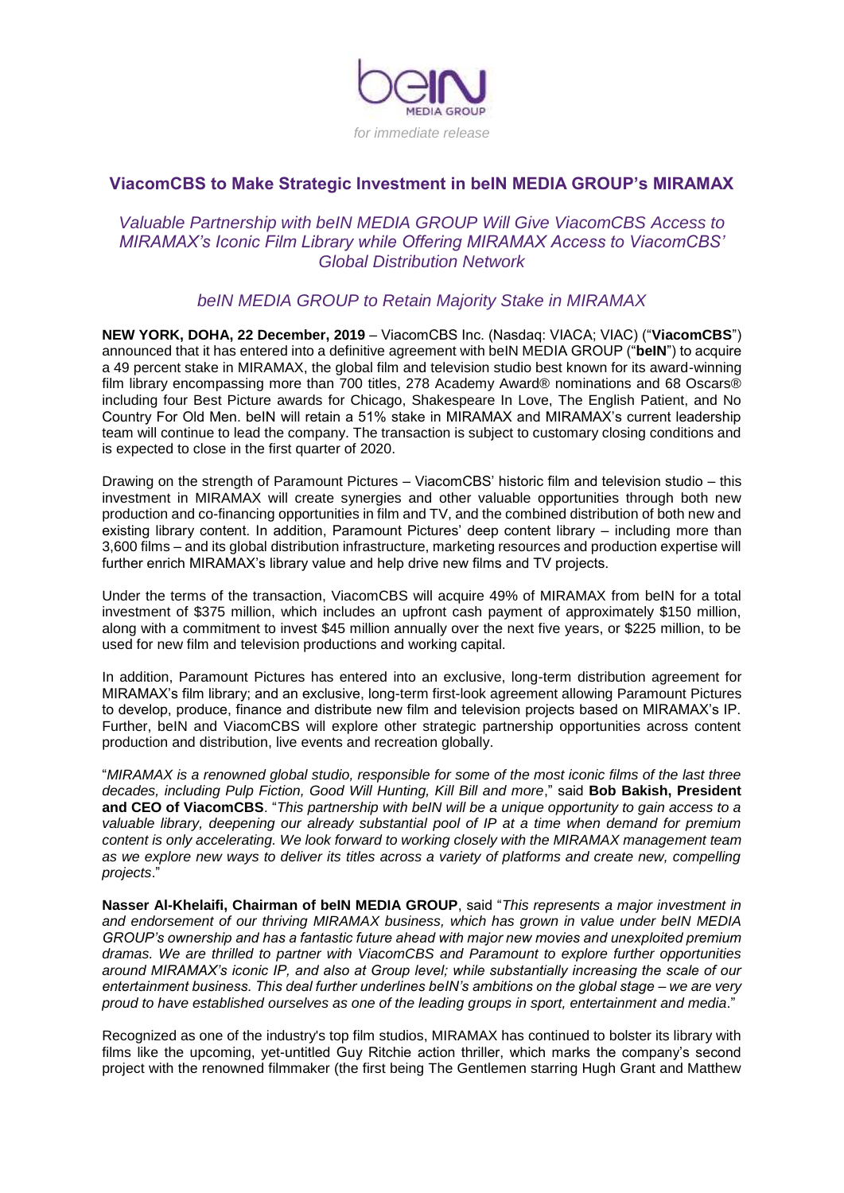beIN MEDIA GROUP

*for immediate release*

# ViacomCBS to Make Strategic Investment in beIN MEDIA GROUP's MIRAMAX

## *Valuable Partnership with beIN MEDIA GROUP Will Give ViacomCBS Access to MIRAMAX's Iconic Film Library while Offering MIRAMAX Access to ViacomCBS' Global Distribution Network*

## *beIN MEDIA GROUP to Retain Majority Stake in MIRAMAX*

**NEW YORK, DOHA, 22 December, 2019** – ViacomCBS Inc. (Nasdaq: VIACA; VIAC) ("**ViacomCBS**") announced that it has entered into a definitive agreement with beIN MEDIA GROUP ("**beIN**") to acquire a 49 percent stake in MIRAMAX, the global film and television studio best known for its award-winning film library encompassing more than 700 titles, 278 Academy Award® nominations and 68 Oscars® including four Best Picture awards for Chicago, Shakespeare In Love, The English Patient, and No Country For Old Men. beIN will retain a 51% stake in MIRAMAX and MIRAMAX's current leadership team will continue to lead the company. The transaction is subject to customary closing conditions and is expected to close in the first quarter of 2020.

Drawing on the strength of Paramount Pictures – ViacomCBS' historic film and television studio – this investment in MIRAMAX will create synergies and other valuable opportunities through both new production and co-financing opportunities in film and TV, and the combined distribution of both new and existing library content. In addition, Paramount Pictures' deep content library – including more than 3,600 films – and its global distribution infrastructure, marketing resources and production expertise will further enrich MIRAMAX's library value and help drive new films and TV projects.

Under the terms of the transaction, ViacomCBS will acquire 49% of MIRAMAX from beIN for a total investment of $375 million, which includes an upfront cash payment of approximately $150 million, along with a commitment to invest $45 million annually over the next five years, or $225 million, to be used for new film and television productions and working capital.

In addition, Paramount Pictures has entered into an exclusive, long-term distribution agreement for MIRAMAX's film library; and an exclusive, long-term first-look agreement allowing Paramount Pictures to develop, produce, finance and distribute new film and television projects based on MIRAMAX's IP. Further, beIN and ViacomCBS will explore other strategic partnership opportunities across content production and distribution, live events and recreation globally.

"*MIRAMAX is a renowned global studio, responsible for some of the most iconic films of the last three decades, including Pulp Fiction, Good Will Hunting, Kill Bill and more*," said **Bob Bakish, President and CEO of ViacomCBS**. "*This partnership with beIN will be a unique opportunity to gain access to a valuable library, deepening our already substantial pool of IP at a time when demand for premium content is only accelerating. We look forward to working closely with the MIRAMAX management team as we explore new ways to deliver its titles across a variety of platforms and create new, compelling projects*."

**Nasser Al-Khelaifi, Chairman of beIN MEDIA GROUP**, said "*This represents a major investment in and endorsement of our thriving MIRAMAX business, which has grown in value under beIN MEDIA GROUP's ownership and has a fantastic future ahead with major new movies and unexploited premium dramas. We are thrilled to partner with ViacomCBS and Paramount to explore further opportunities around MIRAMAX's iconic IP, and also at Group level; while substantially increasing the scale of our entertainment business. This deal further underlines beIN's ambitions on the global stage – we are very proud to have established ourselves as one of the leading groups in sport, entertainment and media*."

Recognized as one of the industry's top film studios, MIRAMAX has continued to bolster its library with films like the upcoming, yet-untitled Guy Ritchie action thriller, which marks the company's second project with the renowned filmmaker (the first being The Gentlemen starring Hugh Grant and Matthew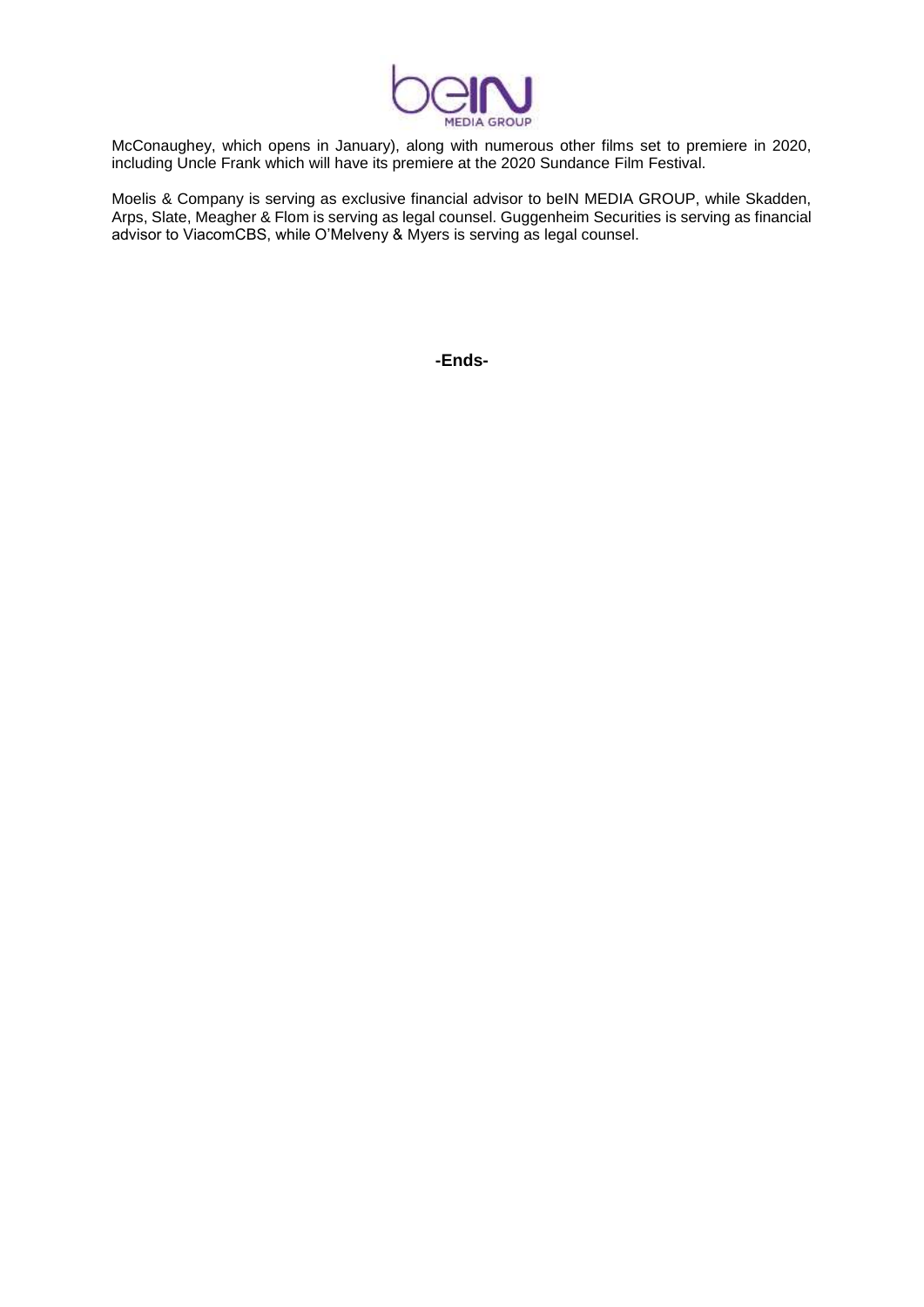McConaughey, which opens in January), along with numerous other films set to premiere in 2020, including Uncle Frank which will have its premiere at the 2020 Sundance Film Festival.

Moelis & Company is serving as exclusive financial advisor to beIN MEDIA GROUP, while Skadden, Arps, Slate, Meagher & Flom is serving as legal counsel. Guggenheim Securities is serving as financial advisor to ViacomCBS, while O'Melveny & Myers is serving as legal counsel.

**-Ends-**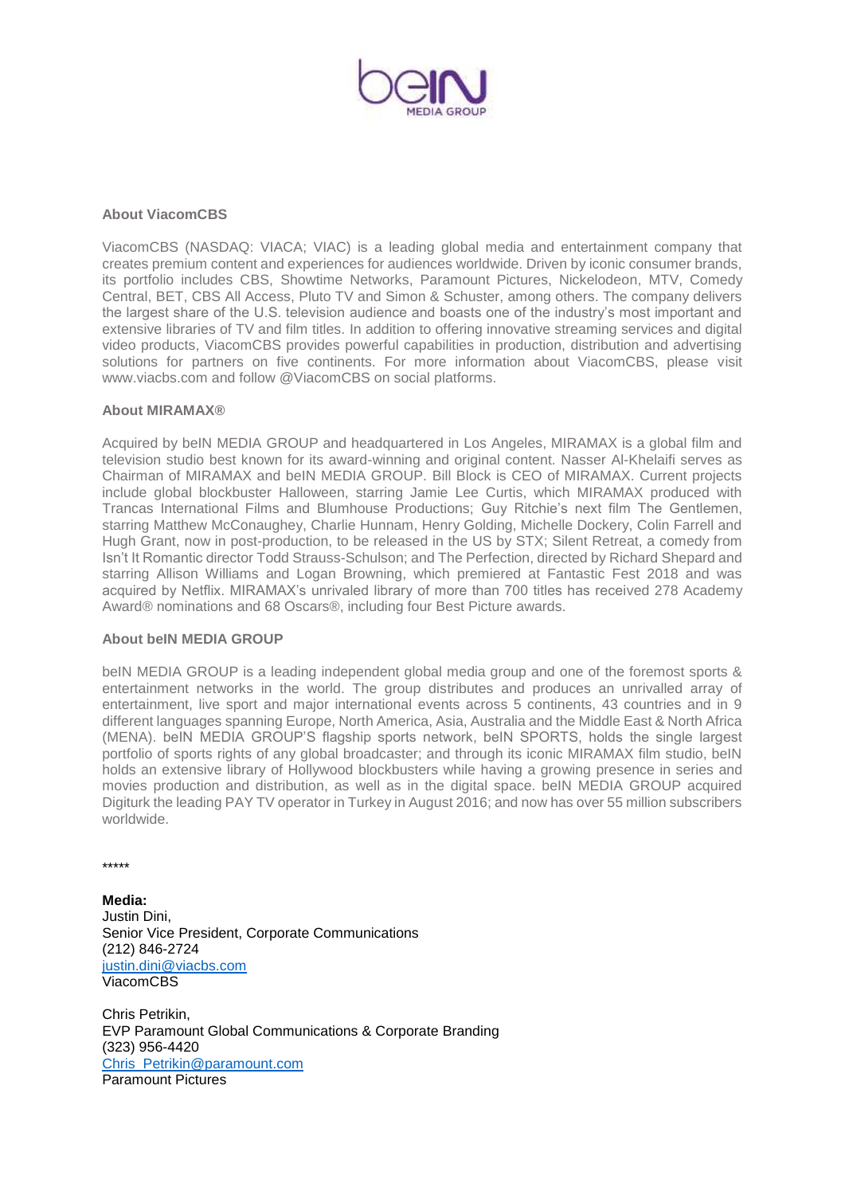**About ViacomCBS**

ViacomCBS (NASDAQ: VIACA; VIAC) is a leading global media and entertainment company that creates premium content and experiences for audiences worldwide. Driven by iconic consumer brands, its portfolio includes CBS, Showtime Networks, Paramount Pictures, Nickelodeon, MTV, Comedy Central, BET, CBS All Access, Pluto TV and Simon & Schuster, among others. The company delivers the largest share of the U.S. television audience and boasts one of the industry's most important and extensive libraries of TV and film titles. In addition to offering innovative streaming services and digital video products, ViacomCBS provides powerful capabilities in production, distribution and advertising solutions for partners on five continents. For more information about ViacomCBS, please visit www.viacbs.com and follow @ViacomCBS on social platforms.

**About MIRAMAX®**

Acquired by beIN MEDIA GROUP and headquartered in Los Angeles, MIRAMAX is a global film and television studio best known for its award-winning and original content. Nasser Al-Khelaifi serves as Chairman of MIRAMAX and beIN MEDIA GROUP. Bill Block is CEO of MIRAMAX. Current projects include global blockbuster Halloween, starring Jamie Lee Curtis, which MIRAMAX produced with Trancas International Films and Blumhouse Productions; Guy Ritchie's next film The Gentlemen, starring Matthew McConaughey, Charlie Hunnam, Henry Golding, Michelle Dockery, Colin Farrell and Hugh Grant, now in post-production, to be released in the US by STX; Silent Retreat, a comedy from Isn't It Romantic director Todd Strauss-Schulson; and The Perfection, directed by Richard Shepard and starring Allison Williams and Logan Browning, which premiered at Fantastic Fest 2018 and was acquired by Netflix. MIRAMAX's unrivaled library of more than 700 titles has received 278 Academy Award® nominations and 68 Oscars®, including four Best Picture awards.

**About beIN MEDIA GROUP**

beIN MEDIA GROUP is a leading independent global media group and one of the foremost sports & entertainment networks in the world. The group distributes and produces an unrivalled array of entertainment, live sport and major international events across 5 continents, 43 countries and in 9 different languages spanning Europe, North America, Asia, Australia and the Middle East & North Africa (MENA). beIN MEDIA GROUP'S flagship sports network, beIN SPORTS, holds the single largest portfolio of sports rights of any global broadcaster; and through its iconic MIRAMAX film studio, beIN holds an extensive library of Hollywood blockbusters while having a growing presence in series and movies production and distribution, as well as in the digital space. beIN MEDIA GROUP acquired Digiturk the leading PAY TV operator in Turkey in August 2016; and now has over 55 million subscribers worldwide.

*****

**Media:**
Justin Dini,
Senior Vice President, Corporate Communications
(212) 846-2724
justin.dini@viacbs.com
ViacomCBS

Chris Petrikin,
EVP Paramount Global Communications & Corporate Branding
(323) 956-4420
Chris_Petrikin@paramount.com
Paramount Pictures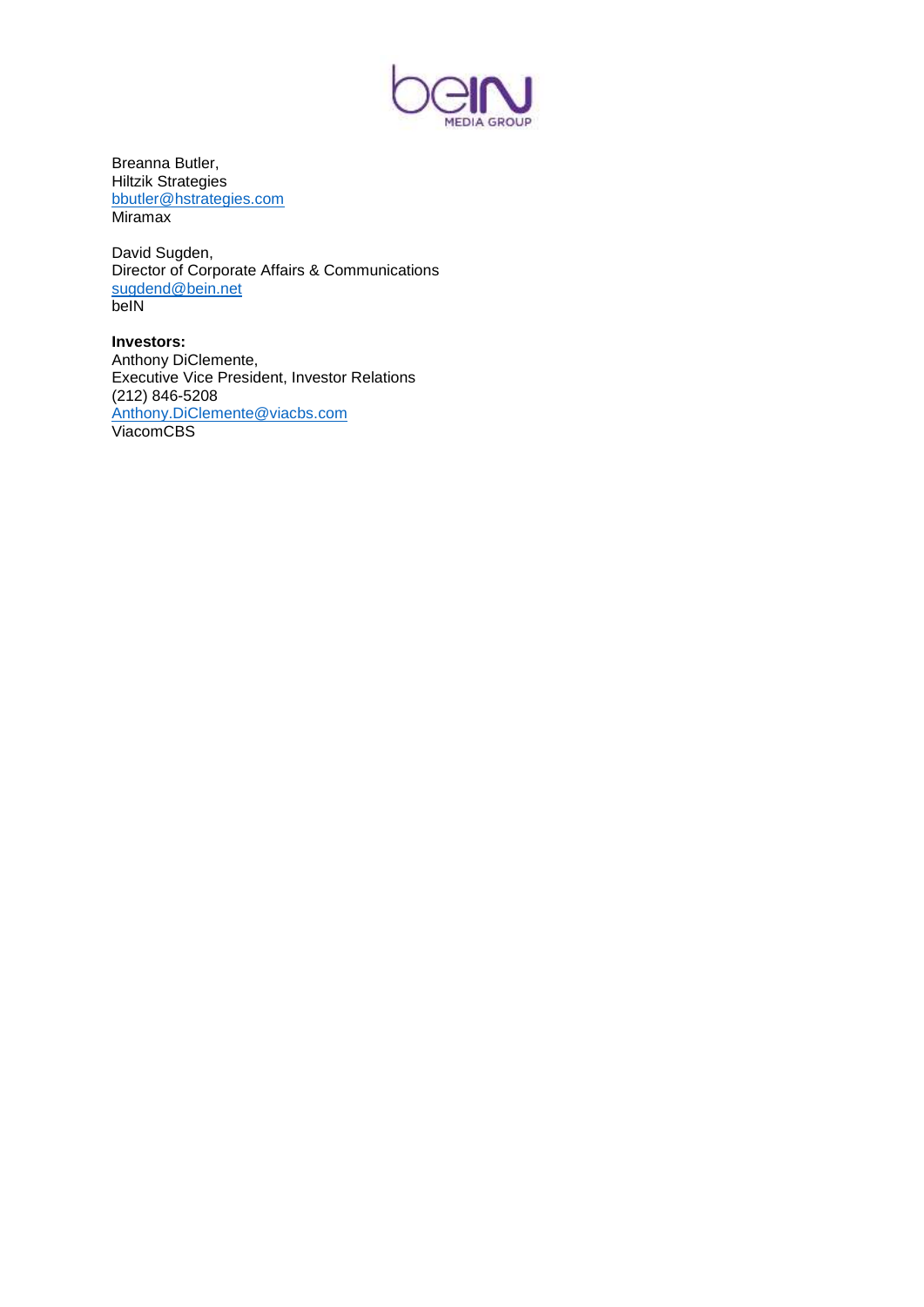Breanna Butler,
Hiltzik Strategies
bbutler@hstrategies.com
Miramax

David Sugden,
Director of Corporate Affairs & Communications
sugdend@bein.net
beIN

**Investors:**
Anthony DiClemente,
Executive Vice President, Investor Relations
(212) 846-5208
Anthony.DiClemente@viacbs.com
ViacomCBS